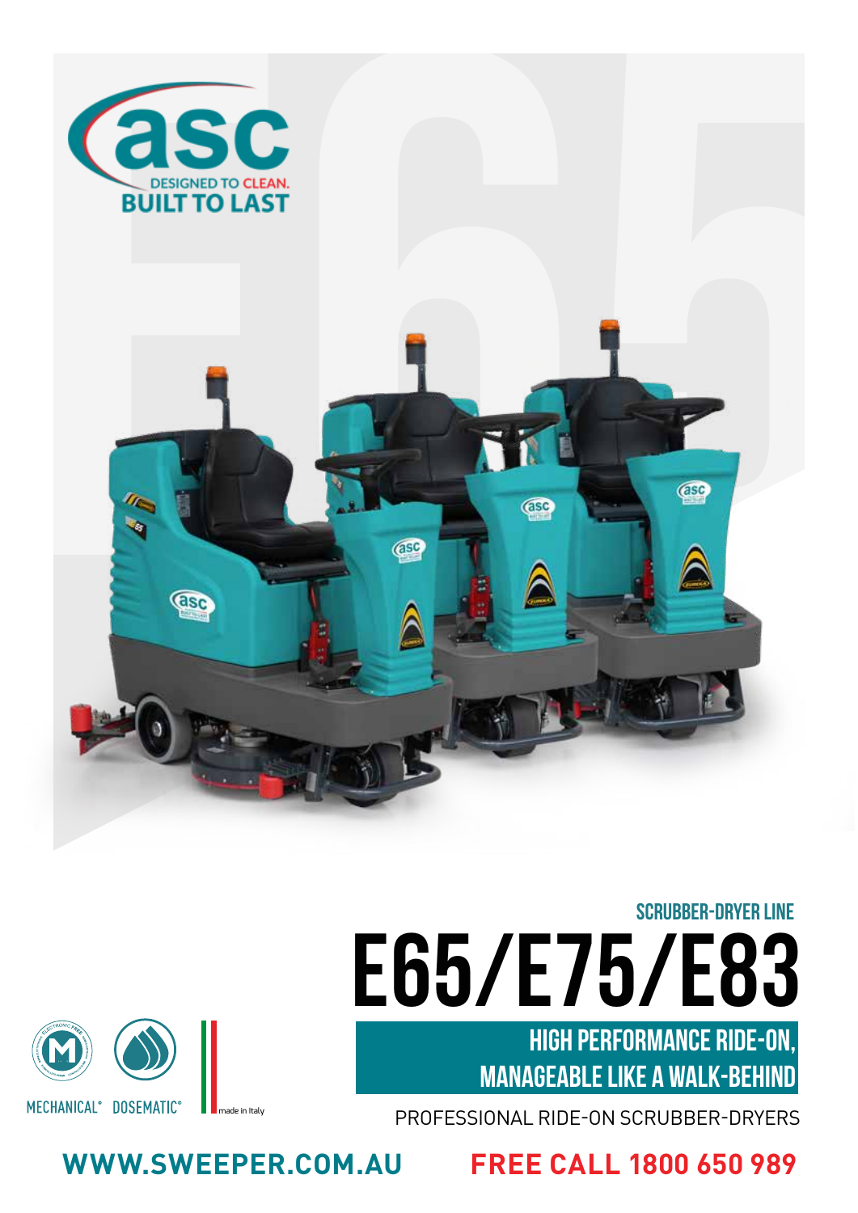asc

DESIGNED TO CLEAN.
BUILT TO LAST

SCRUBBER-DRYER LINE

# E65/E75/E83

## HIGH PERFORMANCE RIDE-ON, MANAGEABLE LIKE A WALK-BEHIND

PROFESSIONAL RIDE-ON SCRUBBER-DRYERS

MECHANICAL® DOSEMATIC® made in Italy

**WWW.SWEEPER.COM.AU** **FREE CALL 1800 650 989**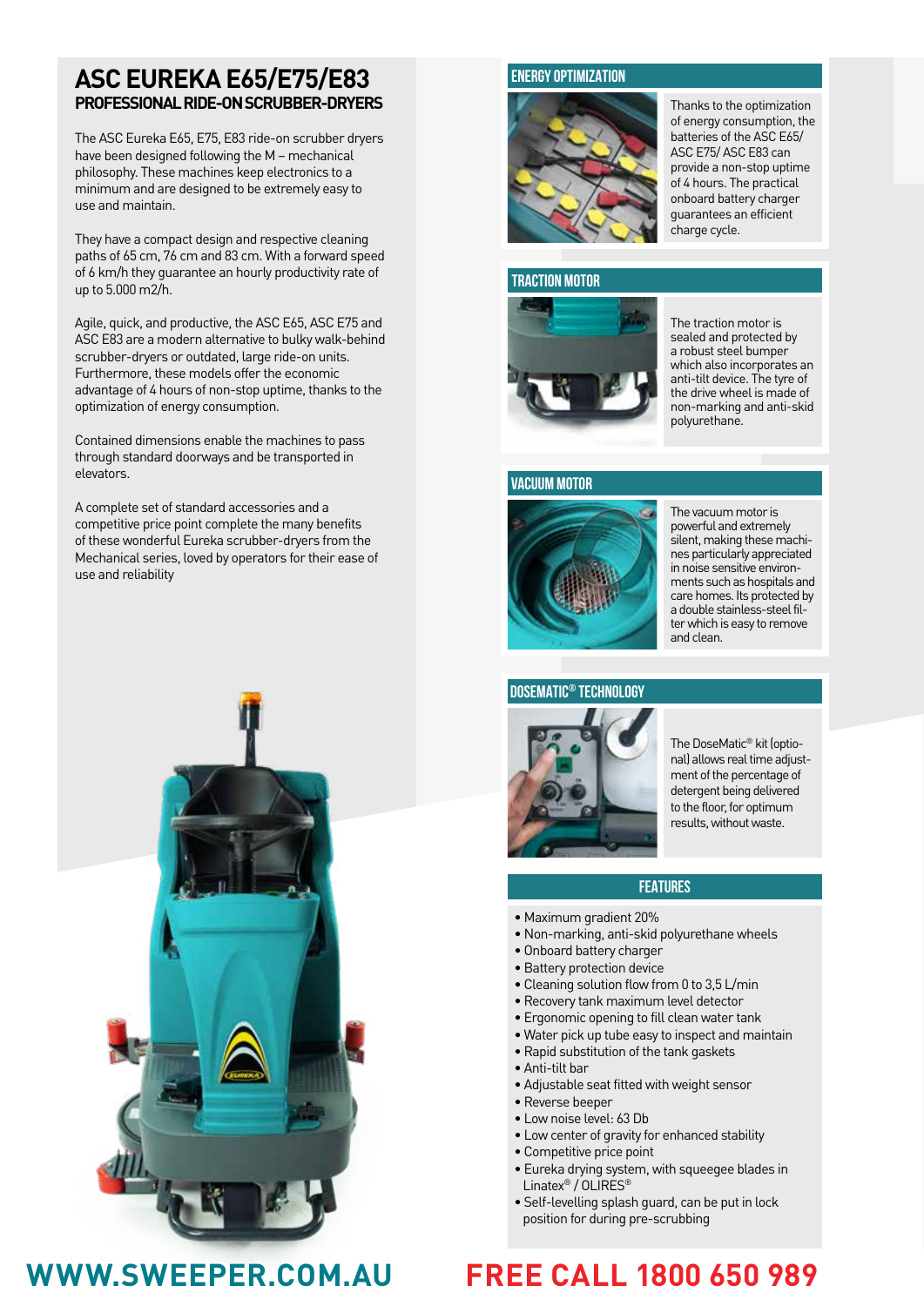# ASC EUREKA E65/E75/E83

## PROFESSIONAL RIDE-ON SCRUBBER-DRYERS

The ASC Eureka E65, E75, E83 ride-on scrubber dryers have been designed following the M – mechanical philosophy. These machines keep electronics to a minimum and are designed to be extremely easy to use and maintain.

They have a compact design and respective cleaning paths of 65 cm, 76 cm and 83 cm. With a forward speed of 6 km/h they guarantee an hourly productivity rate of up to 5.000 m2/h.

Agile, quick, and productive, the ASC E65, ASC E75 and ASC E83 are a modern alternative to bulky walk-behind scrubber-dryers or outdated, large ride-on units. Furthermore, these models offer the economic advantage of 4 hours of non-stop uptime, thanks to the optimization of energy consumption.

Contained dimensions enable the machines to pass through standard doorways and be transported in elevators.

A complete set of standard accessories and a competitive price point complete the many benefits of these wonderful Eureka scrubber-dryers from the Mechanical series, loved by operators for their ease of use and reliability

## ENERGY OPTIMIZATION

Thanks to the optimization of energy consumption, the batteries of the ASC E65/ ASC E75/ ASC E83 can provide a non-stop uptime of 4 hours. The practical onboard battery charger guarantees an efficient charge cycle.

## TRACTION MOTOR

The traction motor is sealed and protected by a robust steel bumper which also incorporates an anti-tilt device. The tyre of the drive wheel is made of non-marking and anti-skid polyurethane.

## VACUUM MOTOR

The vacuum motor is powerful and extremely silent, making these machines particularly appreciated in noise sensitive environments such as hospitals and care homes. Its protected by a double stainless-steel filter which is easy to remove and clean.

## DOSEMATIC® TECHNOLOGY

The DoseMatic® kit (optional) allows real time adjustment of the percentage of detergent being delivered to the floor, for optimum results, without waste.

## FEATURES

- Maximum gradient 20%
- Non-marking, anti-skid polyurethane wheels
- Onboard battery charger
- Battery protection device
- Cleaning solution flow from 0 to 3,5 L/min
- Recovery tank maximum level detector
- Ergonomic opening to fill clean water tank
- Water pick up tube easy to inspect and maintain
- Rapid substitution of the tank gaskets
- Anti-tilt bar
- Adjustable seat fitted with weight sensor
- Reverse beeper
- Low noise level: 63 Db
- Low center of gravity for enhanced stability
- Competitive price point
- Eureka drying system, with squeegee blades in Linatex® / OLIRES®
- Self-levelling splash guard, can be put in lock position for during pre-scrubbing

**WWW.SWEEPER.COM.AU** **FREE CALL 1800 650 989**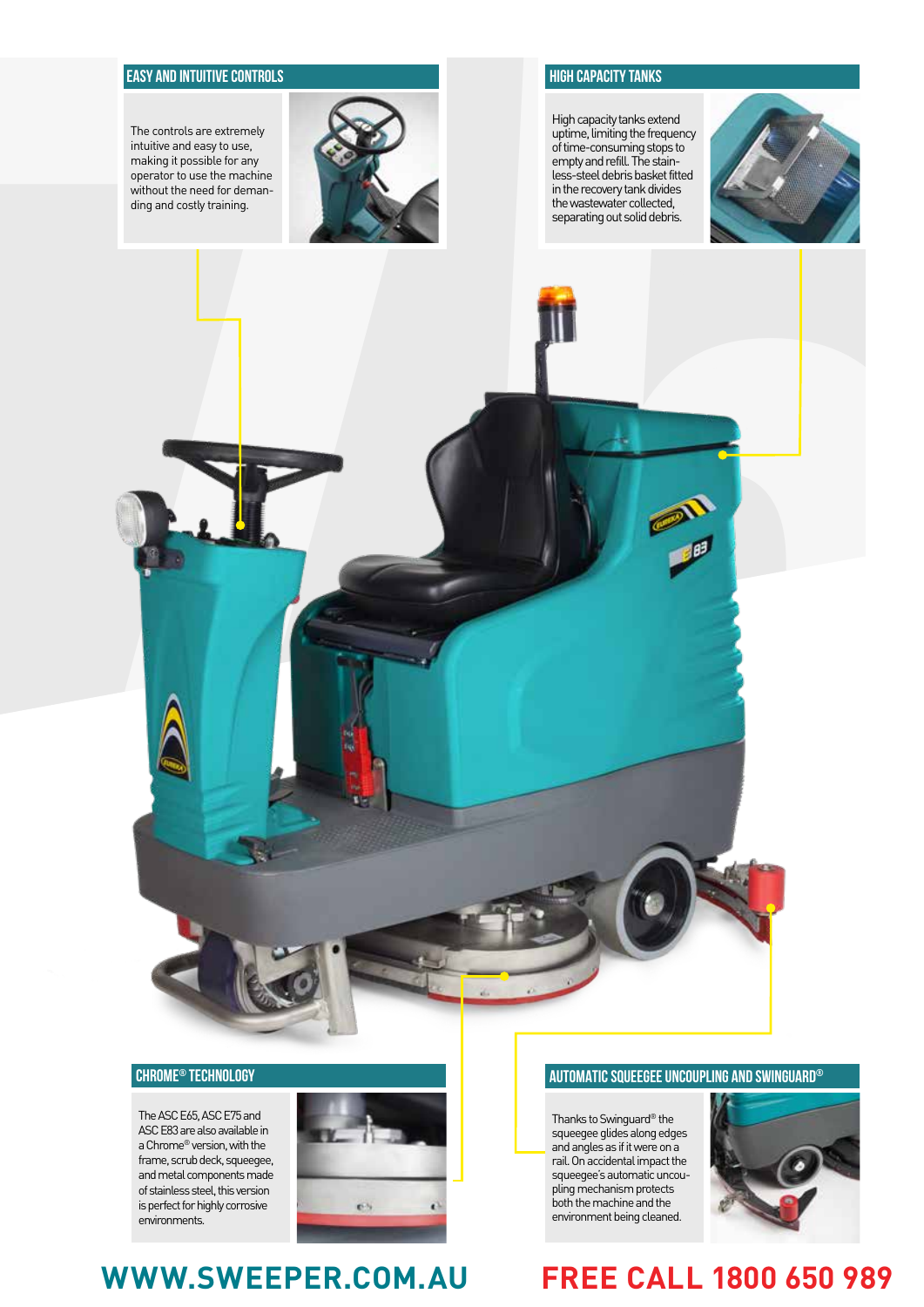## EASY AND INTUITIVE CONTROLS

The controls are extremely intuitive and easy to use, making it possible for any operator to use the machine without the need for demanding and costly training.

## HIGH CAPACITY TANKS

High capacity tanks extend uptime, limiting the frequency of time-consuming stops to empty and refill. The stainless-steel debris basket fitted in the recovery tank divides the wastewater collected, separating out solid debris.

## CHROME® TECHNOLOGY

The ASC E65, ASC E75 and ASC E83 are also available in a Chrome® version, with the frame, scrub deck, squeegee, and metal components made of stainless steel, this version is perfect for highly corrosive environments.

## AUTOMATIC SQUEEGEE UNCOUPLING AND SWINGUARD®

Thanks to Swinguard® the squeegee glides along edges and angles as if it were on a rail. On accidental impact the squeegee's automatic uncoupling mechanism protects both the machine and the environment being cleaned.

**WWW.SWEEPER.COM.AU** **FREE CALL 1800 650 989**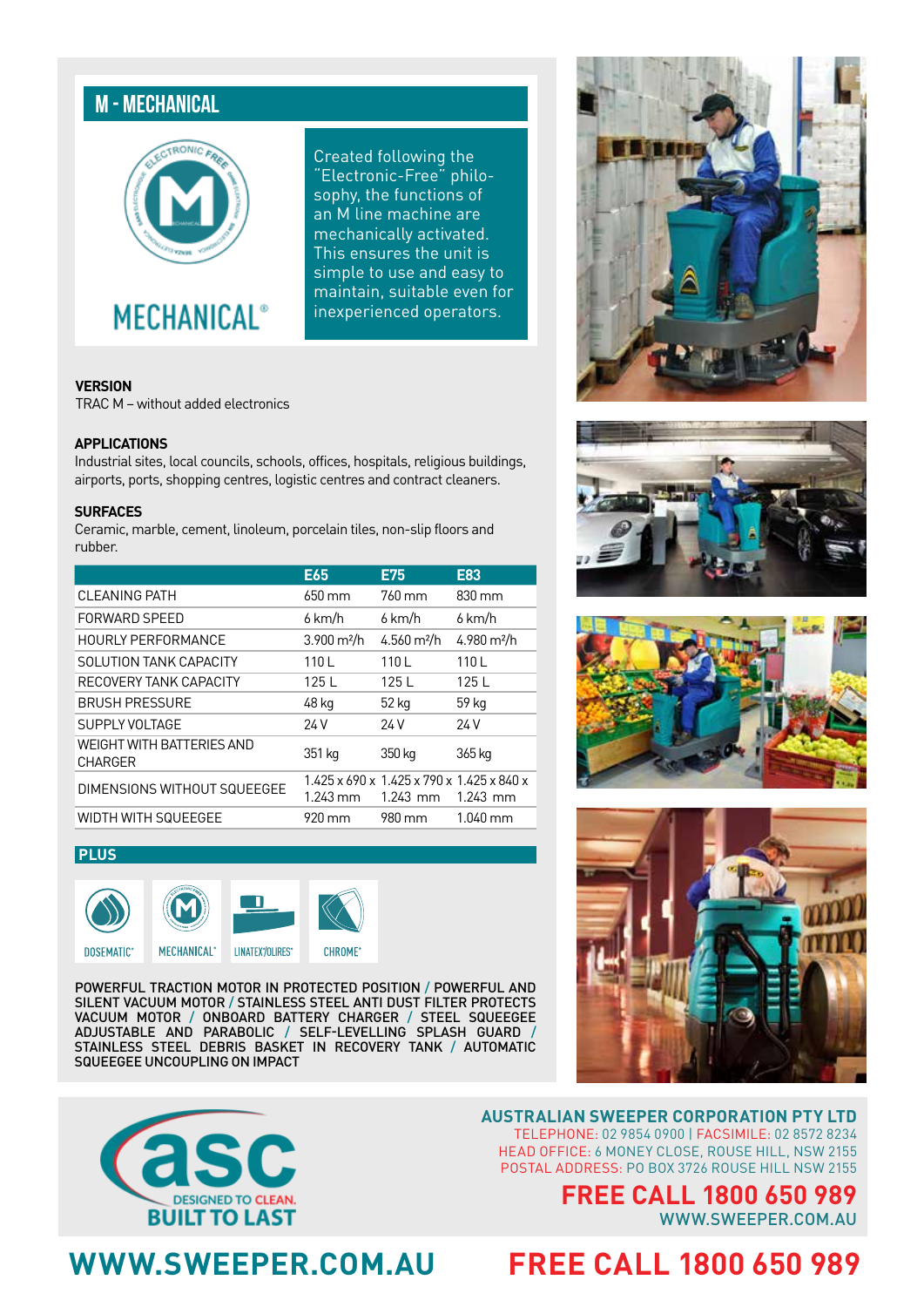## M - MECHANICAL

MECHANICAL®

Created following the "Electronic-Free" philosophy, the functions of an M line machine are mechanically activated. This ensures the unit is simple to use and easy to maintain, suitable even for inexperienced operators.

**VERSION**
TRAC M – without added electronics

**APPLICATIONS**
Industrial sites, local councils, schools, offices, hospitals, religious buildings, airports, ports, shopping centres, logistic centres and contract cleaners.

**SURFACES**
Ceramic, marble, cement, linoleum, porcelain tiles, non-slip floors and rubber.

| | E65 | E75 | E83 |
|---|---|---|---|
| CLEANING PATH | 650 mm | 760 mm | 830 mm |
| FORWARD SPEED | 6 km/h | 6 km/h | 6 km/h |
| HOURLY PERFORMANCE | 3.900 m²/h | 4.560 m²/h | 4.980 m²/h |
| SOLUTION TANK CAPACITY | 110 L | 110 L | 110 L |
| RECOVERY TANK CAPACITY | 125 L | 125 L | 125 L |
| BRUSH PRESSURE | 48 kg | 52 kg | 59 kg |
| SUPPLY VOLTAGE | 24 V | 24 V | 24 V |
| WEIGHT WITH BATTERIES AND CHARGER | 351 kg | 350 kg | 365 kg |
| DIMENSIONS WITHOUT SQUEEGEE | 1.425 x 690 x 1.243 mm | 1.425 x 790 x 1.243 mm | 1.425 x 840 x 1.243 mm |
| WIDTH WITH SQUEEGEE | 920 mm | 980 mm | 1.040 mm |

**PLUS**

DOSEMATIC® MECHANICAL® LINATEX/OLIRES® CHROME®

POWERFUL TRACTION MOTOR IN PROTECTED POSITION / POWERFUL AND SILENT VACUUM MOTOR / STAINLESS STEEL ANTI DUST FILTER PROTECTS VACUUM MOTOR / ONBOARD BATTERY CHARGER / STEEL SQUEEGEE ADJUSTABLE AND PARABOLIC / SELF-LEVELLING SPLASH GUARD / STAINLESS STEEL DEBRIS BASKET IN RECOVERY TANK / AUTOMATIC SQUEEGEE UNCOUPLING ON IMPACT

asc DESIGNED TO CLEAN. BUILT TO LAST

**AUSTRALIAN SWEEPER CORPORATION PTY LTD**
TELEPHONE: 02 9854 0900 | FACSIMILE: 02 8572 8234
HEAD OFFICE: 6 MONEY CLOSE, ROUSE HILL, NSW 2155
POSTAL ADDRESS: PO BOX 3726 ROUSE HILL NSW 2155

**FREE CALL 1800 650 989**
WWW.SWEEPER.COM.AU

**WWW.SWEEPER.COM.AU** **FREE CALL 1800 650 989**